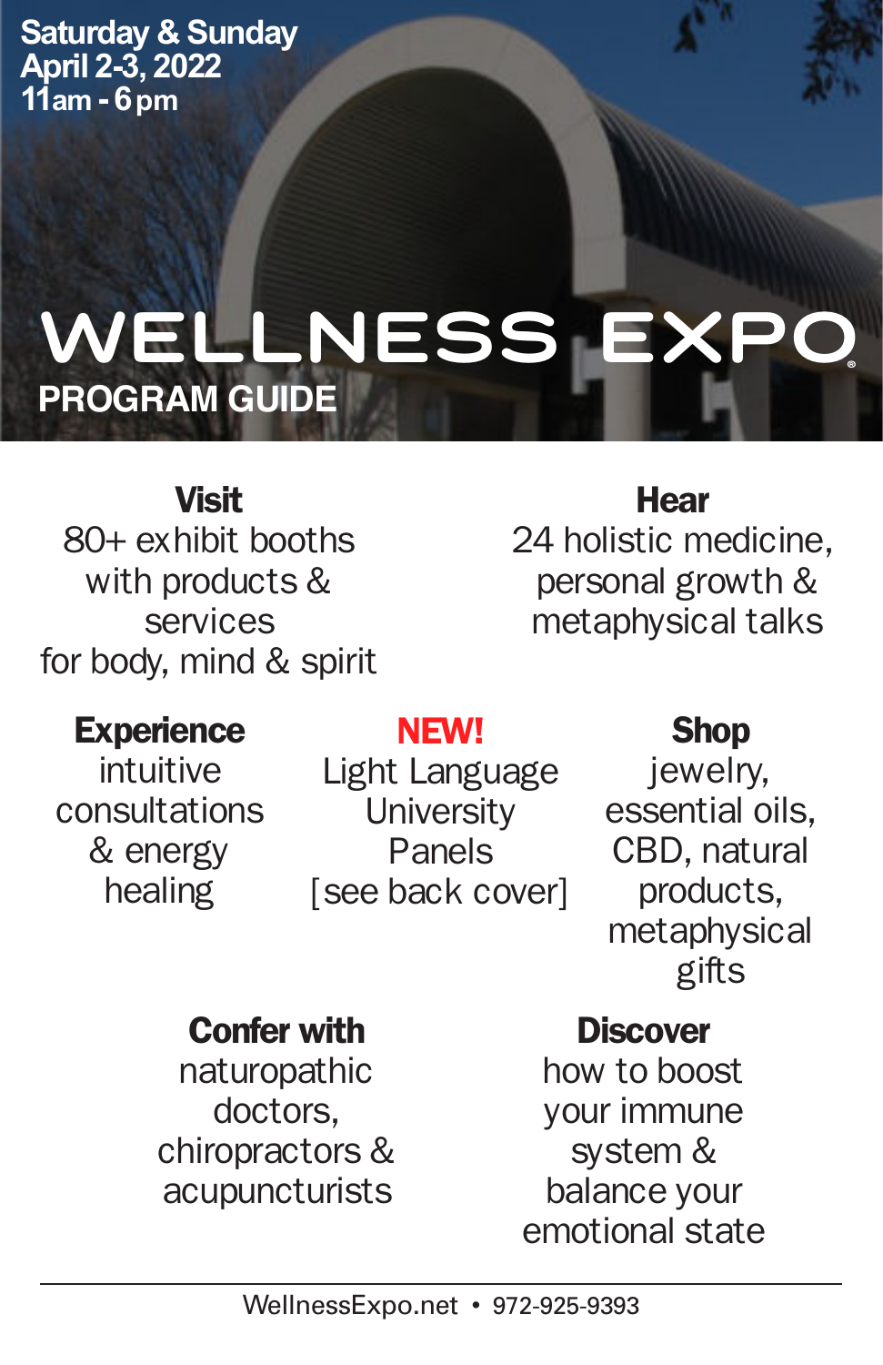Saturday & Sunday
April 2-3, 2022
11am - 6 pm

# WELLNESS EXPO®

## PROGRAM GUIDE

**Visit**
80+ exhibit booths with products & services for body, mind & spirit

**Hear**
24 holistic medicine, personal growth & metaphysical talks

**Experience**
intuitive consultations & energy healing

**NEW!**
Light Language University Panels
[see back cover]

**Shop**
jewelry, essential oils, CBD, natural products, metaphysical gifts

**Confer with**
naturopathic doctors, chiropractors & acupuncturists

**Discover**
how to boost your immune system & balance your emotional state

---

WellnessExpo.net • 972-925-9393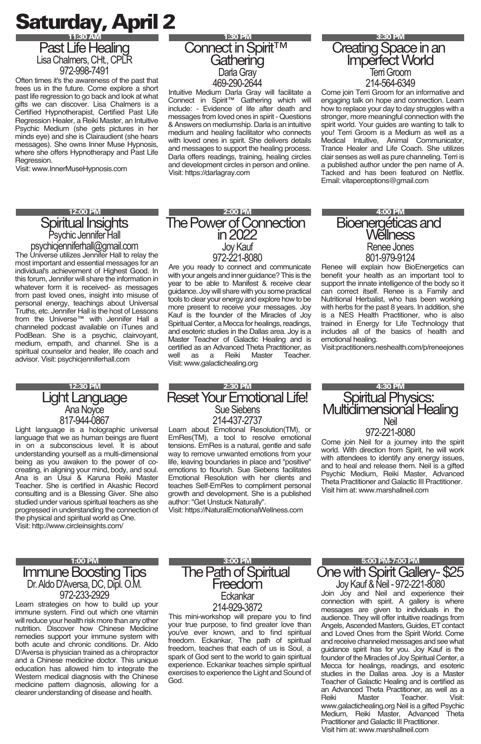# Saturday, April 2

**11:30 AM**

## Past Life Healing

Lisa Chalmers, CHt., CPLR

972-998-7491

Often times it's the awareness of the past that frees us in the future. Come explore a short past life regression to go back and look at what gifts we can discover. Lisa Chalmers is a Certified Hypnotherapist, Certified Past Life Regression Healer, a Reiki Master, an Intuitive Psychic Medium (she gets pictures in her minds eye) and she is Clairaudient (she hears messages). She owns Inner Muse Hypnosis, where she offers Hypnotherapy and Past Life Regression.

Visit: www.InnerMuseHypnosis.com

**12:00 PM**

## Spiritual Insights

Psychic Jennifer Hall

psychicjenniferhall@gmail.com

The Universe utilizes Jennifer Hall to relay the most important and essential messages for an individual's achievement of Highest Good. In this forum, Jennifer will share the information in whatever form it is received- as messages from past loved ones, insight into misuse of personal energy, teachings about Universal Truths, etc. Jennifer Hall is the host of Lessons from the Universe™ with Jennifer Hall a channeled podcast available on iTunes and PodBean. She is a psychic, clairvoyant, medium, empath, and channel. She is a spiritual counselor and healer, life coach and advisor. Visit: psychicjenniferhall.com

**12:30 PM**

## Light Language

Ana Noyce

817-944-0867

Light language is a holographic universal language that we as human beings are fluent in on a subconscious level. It is about understanding yourself as a multi-dimensional being as you awaken to the power of co-creating, in aligning your mind, body, and soul. Ana is an Usui & Karuna Reiki Master Teacher. She is certified in Akashic Record consulting and is a Blessing Giver. She also studied under various spiritual teachers as she progressed in understanding the connection of the physical and spiritual world as One.

Visit: http://www.circleinsights.com/

**1:00 PM**

## Immune Boosting Tips

Dr. Aldo D'Aversa, DC, Dipl. O.M.

972-233-2929

Learn strategies on how to build up your immune system. Find out which one vitamin will reduce your health risk more than any other nutrition. Discover how Chinese Medicine remedies support your immune system with both acute and chronic conditions. Dr. Aldo D'Aversa is physician trained as a chiropractor and a Chinese medicine doctor. This unique education has allowed him to integrate the Western medical diagnosis with the Chinese medicine pattern diagnosis, allowing for a clearer understanding of disease and health.

**1:30 PM**

## Connect in Spirit™ Gathering

Darla Gray

469-290-2644

Intuitive Medium Darla Gray will facilitate a Connect in Spirit™ Gathering which will include: - Evidence of life after death and messages from loved ones in spirit - Questions & Answers on mediumship. Darla is an intuitive medium and healing facilitator who connects with loved ones in spirit. She delivers details and messages to support the healing process. Darla offers readings, training, healing circles and development circles in person and online.

Visit: https://darlagray.com

**2:00 PM**

## The Power of Connection in 2022

Joy Kauf

972-221-8080

Are you ready to connect and communicate with your angels and inner guidance? This is the year to be able to Manifest & receive clear guidance. Joy will share with you some practical tools to clear your energy and explore how to be more present to receive your messages. Joy Kauf is the founder of the Miracles of Joy Spiritual Center, a Mecca for healings, readings, and esoteric studies in the Dallas area. Joy is a Master Teacher of Galactic Healing and is certified as an Advanced Theta Practitioner, as well as a Reiki Master Teacher.

Visit: www.galactichealing.org

**2:30 PM**

## Reset Your Emotional Life!

Sue Siebens

214-437-2737

Learn about Emotional Resolution(TM), or EmRes(TM), a tool to resolve emotional tensions. EmRes is a natural, gentle and safe way to remove unwanted emotions from your life, leaving boundaries in place and "positive" emotions to flourish. Sue Siebens facilitates Emotional Resolution with her clients and teaches Self-EmRes to compliment personal growth and development. She is a published author: "Get Unstuck Naturally".

Visit: https://NaturalEmotionalWellness.com

**3:00 PM**

## The Path of Spiritual Freedom

Eckankar

214-929-3872

This mini-workshop will prepare you to find your true purpose, to find greater love than you've ever known, and to find spiritual freedom. Eckankar, The path of spiritual freedom, teaches that each of us is Soul, a spark of God sent to the world to gain spiritual experience. Eckankar teaches simple spiritual exercises to experience the Light and Sound of God.

**3:30 PM**

## Creating Space in an Imperfect World

Terri Groom

214-564-6349

Come join Terri Groom for an informative and engaging talk on hope and connection. Learn how to replace your day to day struggles with a stronger, more meaningful connection with the spirit world. Your guides are wanting to talk to you! Terri Groom is a Medium as well as a Medical Intuitive, Animal Communicator, Trance Healer and Life Coach. She utilizes clair senses as well as pure channeling. Terri is a published author under the pen name of A. Tacked and has been featured on Netflix.

Email: vitaperceptions@gmail.com

**4:00 PM**

## Bioenergéticas and Wellness

Renee Jones

801-979-9124

Renee will explain how BioEnergetics can benefit your health as an important tool to support the innate intelligence of the body so it can correct itself. Renee is a Family and Nutritional Herbalist, who has been working with herbs for the past 8 years. In addition, she is a NES Health Practitioner, who is also trained in Energy for Life Technology that includes all of the basics of health and emotional healing.

Visit:practitioners.neshealth.com/p/reneejones

**4:30 PM**

## Spiritual Physics: Multidimensional Healing

Neil

972-221-8080

Come join Neil for a journey into the spirit world. With direction from Spirit, he will work with attendees to identify any energy issues, and to heal and release them. Neil is a gifted Psychic Medium, Reiki Master, Advanced Theta Practitioner and Galactic III Practitioner.

Visit him at: www.marshallneil.com

**5:00 PM-7:00 PM**

## One with Spirit Gallery- $25

Joy Kauf & Neil - 972-221-8080

Join Joy and Neil and experience their connection with spirit. A gallery is where messages are given to individuals in the audience. They will offer intuitive readings from Angels, Ascended Masters, Guides, ET contact and Loved Ones from the Spirit World. Come and receive channeled messages and see what guidance spirit has for you. Joy Kauf is the founder of the Miracles of Joy Spiritual Center, a Mecca for healings, readings, and esoteric studies in the Dallas area. Joy is a Master Teacher of Galactic Healing and is certified as an Advanced Theta Practitioner, as well as a Reiki Master Teacher. Visit: www.galactichealing.org Neil is a gifted Psychic Medium, Reiki Master, Advanced Theta Practitioner and Galactic III Practitioner.

Visit him at: www.marshallneil.com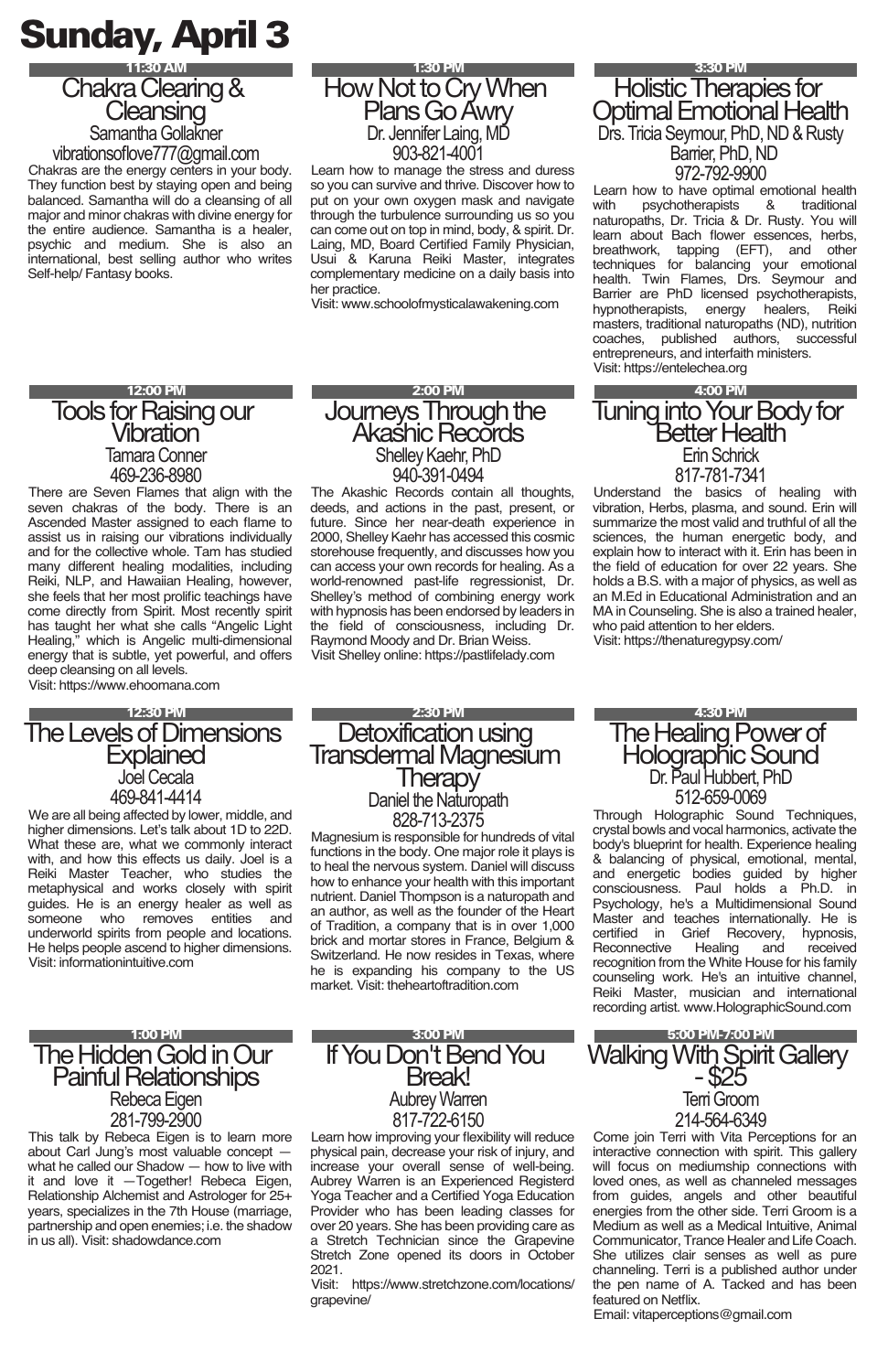# Sunday, April 3

**11:30 AM**

## Chakra Clearing & Cleansing

Samantha Gollakner
vibrationsoflove777@gmail.com

Chakras are the energy centers in your body. They function best by staying open and being balanced. Samantha will do a cleansing of all major and minor chakras with divine energy for the entire audience. Samantha is a healer, psychic and medium. She is also an international, best selling author who writes Self-help/ Fantasy books.

**12:00 PM**

## Tools for Raising our Vibration

Tamara Conner
469-236-8980

There are Seven Flames that align with the seven chakras of the body. There is an Ascended Master assigned to each flame to assist us in raising our vibrations individually and for the collective whole. Tam has studied many different healing modalities, including Reiki, NLP, and Hawaiian Healing, however, she feels that her most prolific teachings have come directly from Spirit. Most recently spirit has taught her what she calls "Angelic Light Healing," which is Angelic multi-dimensional energy that is subtle, yet powerful, and offers deep cleansing on all levels.
Visit: https://www.ehoomana.com

**12:30 PM**

## The Levels of Dimensions Explained

Joel Cecala
469-841-4414

We are all being affected by lower, middle, and higher dimensions. Let's talk about 1D to 22D. What these are, what we commonly interact with, and how this effects us daily. Joel is a Reiki Master Teacher, who studies the metaphysical and works closely with spirit guides. He is an energy healer as well as someone who removes entities and underworld spirits from people and locations. He helps people ascend to higher dimensions.
Visit: informationintuitive.com

**1:00 PM**

## The Hidden Gold in Our Painful Relationships

Rebeca Eigen
281-799-2900

This talk by Rebeca Eigen is to learn more about Carl Jung's most valuable concept — what he called our Shadow — how to live with it and love it —Together! Rebeca Eigen, Relationship Alchemist and Astrologer for 25+ years, specializes in the 7th House (marriage, partnership and open enemies; i.e. the shadow in us all). Visit: shadowdance.com

**1:30 PM**

## How Not to Cry When Plans Go Awry

Dr. Jennifer Laing, MD
903-821-4001

Learn how to manage the stress and duress so you can survive and thrive. Discover how to put on your own oxygen mask and navigate through the turbulence surrounding us so you can come out on top in mind, body, & spirit. Dr. Laing, MD, Board Certified Family Physician, Usui & Karuna Reiki Master, integrates complementary medicine on a daily basis into her practice.
Visit: www.schoolofmysticalawakening.com

**2:00 PM**

## Journeys Through the Akashic Records

Shelley Kaehr, PhD
940-391-0494

The Akashic Records contain all thoughts, deeds, and actions in the past, present, or future. Since her near-death experience in 2000, Shelley Kaehr has accessed this cosmic storehouse frequently, and discusses how you can access your own records for healing. As a world-renowned past-life regressionist, Dr. Shelley's method of combining energy work with hypnosis has been endorsed by leaders in the field of consciousness, including Dr. Raymond Moody and Dr. Brian Weiss.
Visit Shelley online: https://pastlifelady.com

**2:30 PM**

## Detoxification using Transdermal Magnesium Therapy

Daniel the Naturopath
828-713-2375

Magnesium is responsible for hundreds of vital functions in the body. One major role it plays is to heal the nervous system. Daniel will discuss how to enhance your health with this important nutrient. Daniel Thompson is a naturopath and an author, as well as the founder of the Heart of Tradition, a company that is in over 1,000 brick and mortar stores in France, Belgium & Switzerland. He now resides in Texas, where he is expanding his company to the US market. Visit: theheartoftradition.com

**3:00 PM**

## If You Don't Bend You Break!

Aubrey Warren
817-722-6150

Learn how improving your flexibility will reduce physical pain, decrease your risk of injury, and increase your overall sense of well-being. Aubrey Warren is an Experienced Registerd Yoga Teacher and a Certified Yoga Education Provider who has been leading classes for over 20 years. She has been providing care as a Stretch Technician since the Grapevine Stretch Zone opened its doors in October 2021.
Visit: https://www.stretchzone.com/locations/grapevine/

**3:30 PM**

## Holistic Therapies for Optimal Emotional Health

Drs. Tricia Seymour, PhD, ND & Rusty Barrier, PhD, ND
972-792-9900

Learn how to have optimal emotional health with psychotherapists & traditional naturopaths, Dr. Tricia & Dr. Rusty. You will learn about Bach flower essences, herbs, breathwork, tapping (EFT), and other techniques for balancing your emotional health. Twin Flames, Drs. Seymour and Barrier are PhD licensed psychotherapists, hypnotherapists, energy healers, Reiki masters, traditional naturopaths (ND), nutrition coaches, published authors, successful entrepreneurs, and interfaith ministers.
Visit: https://entelechea.org

**4:00 PM**

## Tuning into Your Body for Better Health

Erin Schrick
817-781-7341

Understand the basics of healing with vibration, Herbs, plasma, and sound. Erin will summarize the most valid and truthful of all the sciences, the human energetic body, and explain how to interact with it. Erin has been in the field of education for over 22 years. She holds a B.S. with a major of physics, as well as an M.Ed in Educational Administration and an MA in Counseling. She is also a trained healer, who paid attention to her elders.
Visit: https://thenaturegypsy.com/

**4:30 PM**

## The Healing Power of Holographic Sound

Dr. Paul Hubbert, PhD
512-659-0069

Through Holographic Sound Techniques, crystal bowls and vocal harmonics, activate the body's blueprint for health. Experience healing & balancing of physical, emotional, mental, and energetic bodies guided by higher consciousness. Paul holds a Ph.D. in Psychology, he's a Multidimensional Sound Master and teaches internationally. He is certified in Grief Recovery, hypnosis, Reconnective Healing and received recognition from the White House for his family counseling work. He's an intuitive channel, Reiki Master, musician and international recording artist. www.HolographicSound.com

**5:00 PM-7:00 PM**

## Walking With Spirit Gallery - $25

Terri Groom
214-564-6349

Come join Terri with Vita Perceptions for an interactive connection with spirit. This gallery will focus on mediumship connections with loved ones, as well as channeled messages from guides, angels and other beautiful energies from the other side. Terri Groom is a Medium as well as a Medical Intuitive, Animal Communicator, Trance Healer and Life Coach. She utilizes clair senses as well as pure channeling. Terri is a published author under the pen name of A. Tacked and has been featured on Netflix.
Email: vitaperceptions@gmail.com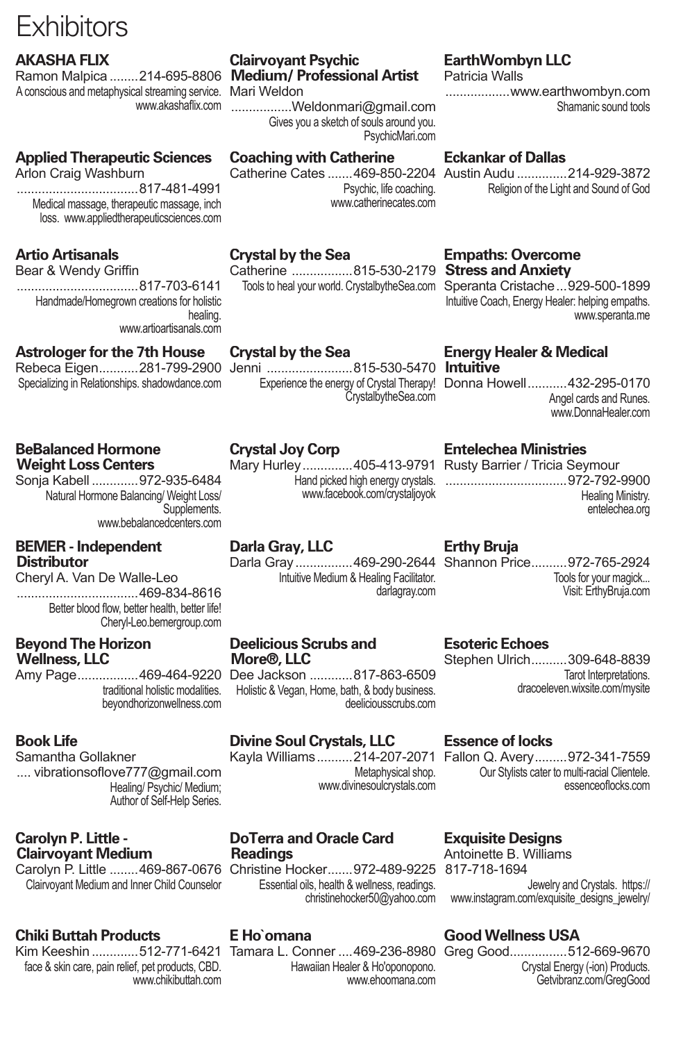# Exhibitors

### AKASHA FLIX
Ramon Malpica ........214-695-8806
A conscious and metaphysical streaming service. www.akashaflix.com

### Applied Therapeutic Sciences
Arlon Craig Washburn
..................................817-481-4991
Medical massage, therapeutic massage, inch loss. www.appliedtherapeuticsciences.com

### Artio Artisanals
Bear & Wendy Griffin
..................................817-703-6141
Handmade/Homegrown creations for holistic healing. www.artioartisanals.com

### Astrologer for the 7th House
Rebeca Eigen...........281-799-2900
Specializing in Relationships. shadowdance.com

### BeBalanced Hormone Weight Loss Centers
Sonja Kabell .............972-935-6484
Natural Hormone Balancing/ Weight Loss/ Supplements. www.bebalancedcenters.com

### BEMER - Independent Distributor
Cheryl A. Van De Walle-Leo
..................................469-834-8616
Better blood flow, better health, better life! Cheryl-Leo.bemergroup.com

### Beyond The Horizon Wellness, LLC
Amy Page.................469-464-9220
traditional holistic modalities. beyondhorizonwellness.com

### Book Life
Samantha Gollakner
.... vibrationsoflove777@gmail.com
Healing/ Psychic/ Medium; Author of Self-Help Series.

### Carolyn P. Little - Clairvoyant Medium
Carolyn P. Little ........469-867-0676
Clairvoyant Medium and Inner Child Counselor

### Chiki Buttah Products
Kim Keeshin .............512-771-6421
face & skin care, pain relief, pet products, CBD. www.chikibuttah.com

### Clairvoyant Psychic Medium/ Professional Artist
Mari Weldon
.................Weldonmari@gmail.com
Gives you a sketch of souls around you. PsychicMari.com

### Coaching with Catherine
Catherine Cates .......469-850-2204
Psychic, life coaching. www.catherinecates.com

### Crystal by the Sea
Catherine .................815-530-2179
Tools to heal your world. CrystalbytheSea.com

### Crystal by the Sea
Jenni ........................815-530-5470
Experience the energy of Crystal Therapy! CrystalbytheSea.com

### Crystal Joy Corp
Mary Hurley..............405-413-9791
Hand picked high energy crystals. www.facebook.com/crystaljoyok

### Darla Gray, LLC
Darla Gray ................469-290-2644
Intuitive Medium & Healing Facilitator. darlagray.com

### Deelicious Scrubs and More®, LLC
Dee Jackson ............817-863-6509
Holistic & Vegan, Home, bath, & body business. deeliciousscrubs.com

### Divine Soul Crystals, LLC
Kayla Williams..........214-207-2071
Metaphysical shop. www.divinesoulcrystals.com

### DoTerra and Oracle Card Readings
Christine Hocker.......972-489-9225
Essential oils, health & wellness, readings. christinehocker50@yahoo.com

### E Ho`omana
Tamara L. Conner ....469-236-8980
Hawaiian Healer & Ho'oponopono. www.ehoomana.com

### EarthWombyn LLC
Patricia Walls
..................www.earthwombyn.com
Shamanic sound tools

### Eckankar of Dallas
Austin Audu ..............214-929-3872
Religion of the Light and Sound of God

### Empaths: Overcome Stress and Anxiety
Speranta Cristache...929-500-1899
Intuitive Coach, Energy Healer: helping empaths. www.speranta.me

### Energy Healer & Medical Intuitive
Donna Howell...........432-295-0170
Angel cards and Runes. www.DonnaHealer.com

### Entelechea Ministries
Rusty Barrier / Tricia Seymour
..................................972-792-9900
Healing Ministry. entelechea.org

### Erthy Bruja
Shannon Price..........972-765-2924
Tools for your magick... Visit: ErthyBruja.com

### Esoteric Echoes
Stephen Ulrich..........309-648-8839
Tarot Interpretations. dracoeleven.wixsite.com/mysite

### Essence of locks
Fallon Q. Avery.........972-341-7559
Our Stylists cater to multi-racial Clientele. essenceoflocks.com

### Exquisite Designs
Antoinette B. Williams
817-718-1694
Jewelry and Crystals. https://www.instagram.com/exquisite_designs_jewelry/

### Good Wellness USA
Greg Good................512-669-9670
Crystal Energy (-ion) Products. Getvibranz.com/GregGood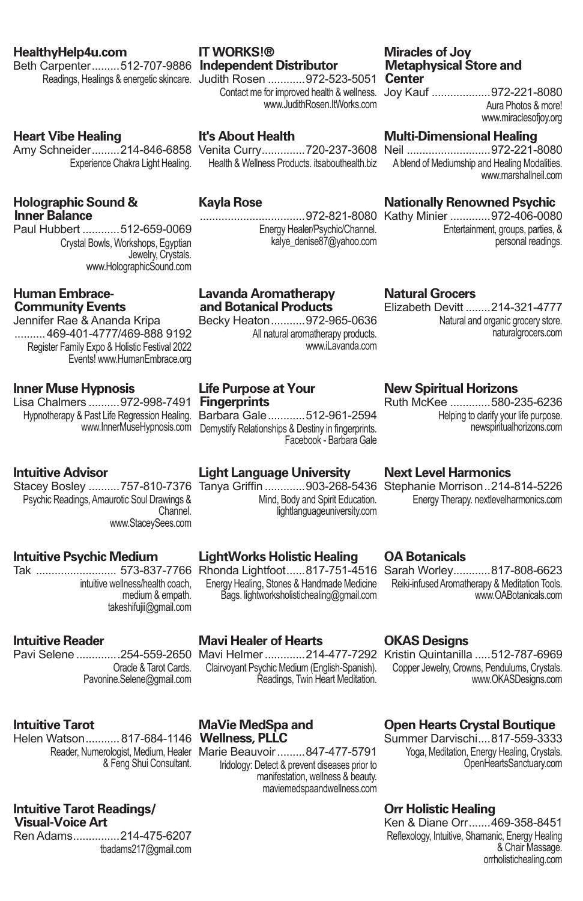**HealthyHelp4u.com**
Beth Carpenter.........512-707-9886
Readings, Healings & energetic skincare.

**Heart Vibe Healing**
Amy Schneider.........214-846-6858
Experience Chakra Light Healing.

**Holographic Sound & Inner Balance**
Paul Hubbert ............512-659-0069
Crystal Bowls, Workshops, Egyptian Jewelry, Crystals.
www.HolographicSound.com

**Human Embrace-Community Events**
Jennifer Rae & Ananda Kripa
..........469-401-4777/469-888 9192
Register Family Expo & Holistic Festival 2022 Events! www.HumanEmbrace.org

**Inner Muse Hypnosis**
Lisa Chalmers ..........972-998-7491
Hypnotherapy & Past Life Regression Healing.
www.InnerMuseHypnosis.com

**Intuitive Advisor**
Stacey Bosley ..........757-810-7376
Psychic Readings, Amaurotic Soul Drawings & Channel.
www.StaceySees.com

**Intuitive Psychic Medium**
Tak .......................... 573-837-7766
intuitive wellness/health coach, medium & empath.
takeshifujii@gmail.com

**Intuitive Reader**
Pavi Selene .............254-559-2650
Oracle & Tarot Cards.
Pavonine.Selene@gmail.com

**Intuitive Tarot**
Helen Watson........... 817-684-1146
Reader, Numerologist, Medium, Healer & Feng Shui Consultant.

**Intuitive Tarot Readings/ Visual-Voice Art**
Ren Adams...............214-475-6207
tbadams217@gmail.com

**IT WORKS!® Independent Distributor**
Judith Rosen ............972-523-5051
Contact me for improved health & wellness.
www.JudithRosen.ItWorks.com

**It's About Health**
Venita Curry..............720-237-3608
Health & Wellness Products. itsabouthealth.biz

**Kayla Rose**
..................................972-821-8080
Energy Healer/Psychic/Channel.
kalye_denise87@yahoo.com

**Lavanda Aromatherapy and Botanical Products**
Becky Heaton...........972-965-0636
All natural aromatherapy products.
www.iLavanda.com

**Life Purpose at Your Fingerprints**
Barbara Gale............512-961-2594
Demystify Relationships & Destiny in fingerprints.
Facebook - Barbara Gale

**Light Language University**
Tanya Griffin .............903-268-5436
Mind, Body and Spirit Education.
lightlanguageuniversity.com

**LightWorks Holistic Healing**
Rhonda Lightfoot......817-751-4516
Energy Healing, Stones & Handmade Medicine Bags. lightworksholistichealing@gmail.com

**Mavi Healer of Hearts**
Mavi Helmer .............214-477-7292
Clairvoyant Psychic Medium (English-Spanish). Readings, Twin Heart Meditation.

**MaVie MedSpa and Wellness, PLLC**
Marie Beauvoir .........847-477-5791
Iridology: Detect & prevent diseases prior to manifestation, wellness & beauty.
maviemedspaandwellness.com

**Miracles of Joy Metaphysical Store and Center**
Joy Kauf ...................972-221-8080
Aura Photos & more!
www.miraclesofjoy.org

**Multi-Dimensional Healing**
Neil ...........................972-221-8080
A blend of Mediumship and Healing Modalities.
www.marshallneil.com

**Nationally Renowned Psychic**
Kathy Minier .............972-406-0080
Entertainment, groups, parties, & personal readings.

**Natural Grocers**
Elizabeth Devitt ........214-321-4777
Natural and organic grocery store.
naturalgrocers.com

**New Spiritual Horizons**
Ruth McKee .............580-235-6236
Helping to clarify your life purpose.
newspiritualhorizons.com

**Next Level Harmonics**
Stephanie Morrison..214-814-5226
Energy Therapy. nextlevelharmonics.com

**OA Botanicals**
Sarah Worley............817-808-6623
Reiki-infused Aromatherapy & Meditation Tools.
www.OABotanicals.com

**OKAS Designs**
Kristin Quintanilla .....512-787-6969
Copper Jewelry, Crowns, Pendulums, Crystals.
www.OKASDesigns.com

**Open Hearts Crystal Boutique**
Summer Darvischi....817-559-3333
Yoga, Meditation, Energy Healing, Crystals.
OpenHeartsSanctuary.com

**Orr Holistic Healing**
Ken & Diane Orr.......469-358-8451
Reflexology, Intuitive, Shamanic, Energy Healing & Chair Massage.
orrholistichealing.com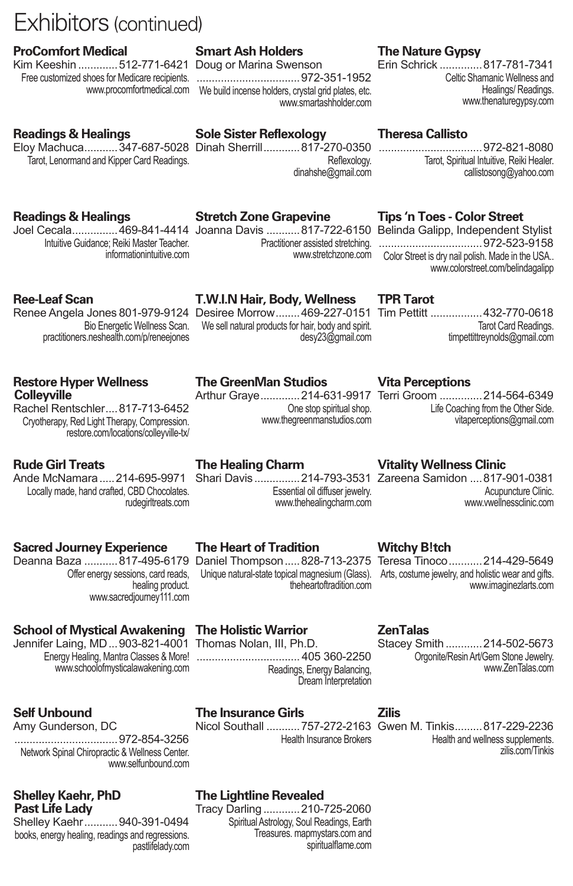# Exhibitors (continued)

**ProComfort Medical**
Kim Keeshin ............. 512-771-6421
Free customized shoes for Medicare recipients.
www.procomfortmedical.com

**Readings & Healings**
Eloy Machuca........... 347-687-5028
Tarot, Lenormand and Kipper Card Readings.

**Readings & Healings**
Joel Cecala............... 469-841-4414
Intuitive Guidance; Reiki Master Teacher.
informationintuitive.com

**Ree-Leaf Scan**
Renee Angela Jones 801-979-9124
Bio Energetic Wellness Scan.
practitioners.neshealth.com/p/reneejones

**Restore Hyper Wellness Colleyville**
Rachel Rentschler.... 817-713-6452
Cryotherapy, Red Light Therapy, Compression.
restore.com/locations/colleyville-tx/

**Rude Girl Treats**
Ande McNamara ..... 214-695-9971
Locally made, hand crafted, CBD Chocolates.
rudegirltreats.com

**Sacred Journey Experience**
Deanna Baza ........... 817-495-6179
Offer energy sessions, card reads, healing product.
www.sacredjourney111.com

**School of Mystical Awakening**
Jennifer Laing, MD ... 903-821-4001
Energy Healing, Mantra Classes & More!
www.schoolofmysticalawakening.com

**Self Unbound**
Amy Gunderson, DC
.................................. 972-854-3256
Network Spinal Chiropractic & Wellness Center.
www.selfunbound.com

**Shelley Kaehr, PhD Past Life Lady**
Shelley Kaehr........... 940-391-0494
books, energy healing, readings and regressions.
pastlifelady.com

**Smart Ash Holders**
Doug or Marina Swenson
.................................. 972-351-1952
We build incense holders, crystal grid plates, etc.
www.smartashholder.com

**Sole Sister Reflexology**
Dinah Sherrill............ 817-270-0350
Reflexology.
dinahshe@gmail.com

**Stretch Zone Grapevine**
Joanna Davis ........... 817-722-6150
Practitioner assisted stretching.
www.stretchzone.com

**T.W.I.N Hair, Body, Wellness**
Desiree Morrow........ 469-227-0151
We sell natural products for hair, body and spirit.
desy23@gmail.com

**The GreenMan Studios**
Arthur Graye............ 214-631-9917
One stop spiritual shop.
www.thegreenmanstudios.com

**The Healing Charm**
Shari Davis ............... 214-793-3531
Essential oil diffuser jewelry.
www.thehealingcharm.com

**The Heart of Tradition**
Daniel Thompson ..... 828-713-2375
Unique natural-state topical magnesium (Glass).
theheartoftradition.com

**The Holistic Warrior**
Thomas Nolan, III, Ph.D.
.................................. 405 360-2250
Readings, Energy Balancing, Dream Interpretation

**The Insurance Girls**
Nicol Southall ........... 757-272-2163
Health Insurance Brokers

**The Lightline Revealed**
Tracy Darling ............ 210-725-2060
Spiritual Astrology, Soul Readings, Earth Treasures. mapmystars.com and spiritualflame.com

**The Nature Gypsy**
Erin Schrick .............. 817-781-7341
Celtic Shamanic Wellness and Healings/ Readings.
www.thenaturegypsy.com

**Theresa Callisto**
.................................. 972-821-8080
Tarot, Spiritual Intuitive, Reiki Healer.
callistosong@yahoo.com

**Tips 'n Toes - Color Street**
Belinda Galipp, Independent Stylist
.................................. 972-523-9158
Color Street is dry nail polish. Made in the USA..
www.colorstreet.com/belindagalipp

**TPR Tarot**
Tim Pettitt ................. 432-770-0618
Tarot Card Readings.
timpettittreynolds@gmail.com

**Vita Perceptions**
Terri Groom .............. 214-564-6349
Life Coaching from the Other Side.
vitaperceptions@gmail.com

**Vitality Wellness Clinic**
Zareena Samidon .... 817-901-0381
Acupuncture Clinic.
www.vwellnessclinic.com

**Witchy B!tch**
Teresa Tinoco ........... 214-429-5649
Arts, costume jewelry, and holistic wear and gifts.
www.imaginezlarts.com

**ZenTalas**
Stacey Smith ............ 214-502-5673
Orgonite/Resin Art/Gem Stone Jewelry.
www.ZenTalas.com

**Zilis**
Gwen M. Tinkis......... 817-229-2236
Health and wellness supplements.
zilis.com/Tinkis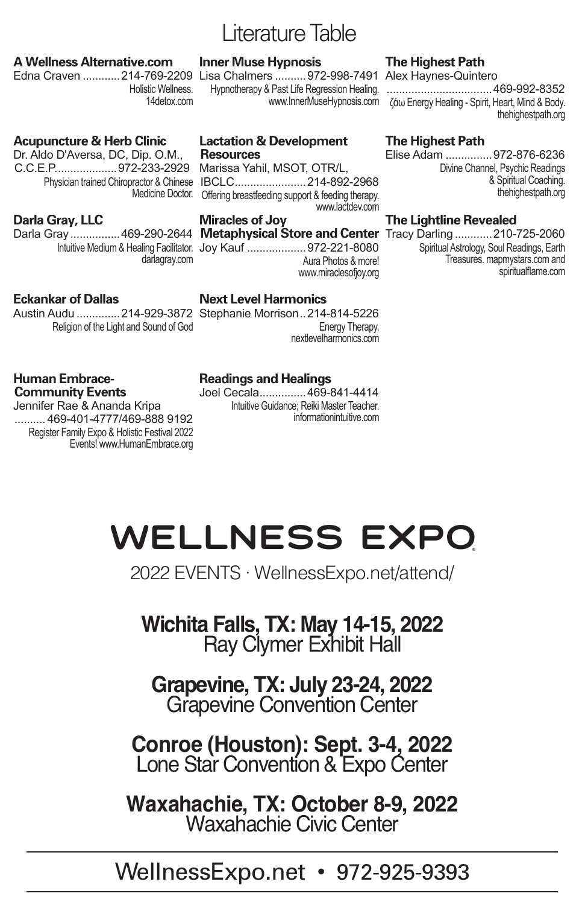# Literature Table

**A Wellness Alternative.com**
Edna Craven ............ 214-769-2209
Holistic Wellness.
14detox.com

**Acupuncture & Herb Clinic**
Dr. Aldo D'Aversa, DC, Dip. O.M., C.C.E.P.................... 972-233-2929
Physician trained Chiropractor & Chinese Medicine Doctor.

**Darla Gray, LLC**
Darla Gray ................ 469-290-2644
Intuitive Medium & Healing Facilitator.
darlagray.com

**Eckankar of Dallas**
Austin Audu .............. 214-929-3872
Religion of the Light and Sound of God

**Human Embrace-Community Events**
Jennifer Rae & Ananda Kripa
.......... 469-401-4777/469-888 9192
Register Family Expo & Holistic Festival 2022 Events! www.HumanEmbrace.org

**Inner Muse Hypnosis**
Lisa Chalmers .......... 972-998-7491
Hypnotherapy & Past Life Regression Healing.
www.InnerMuseHypnosis.com

**Lactation & Development Resources**
Marissa Yahil, MSOT, OTR/L, IBCLC....................... 214-892-2968
Offering breastfeeding support & feeding therapy.
www.lactdev.com

**Miracles of Joy Metaphysical Store and Center**
Joy Kauf ................... 972-221-8080
Aura Photos & more!
www.miraclesofjoy.org

**Next Level Harmonics**
Stephanie Morrison .. 214-814-5226
Energy Therapy.
nextlevelharmonics.com

**Readings and Healings**
Joel Cecala............... 469-841-4414
Intuitive Guidance; Reiki Master Teacher.
informationintuitive.com

**The Highest Path**
Alex Haynes-Quintero
.................................. 469-992-8352
ζάω Energy Healing - Spirit, Heart, Mind & Body.
thehighestpath.org

**The Highest Path**
Elise Adam ............... 972-876-6236
Divine Channel, Psychic Readings & Spiritual Coaching.
thehighestpath.org

**The Lightline Revealed**
Tracy Darling ............ 210-725-2060
Spiritual Astrology, Soul Readings, Earth Treasures. mapmystars.com and spiritualflame.com

# WELLNESS EXPO

2022 EVENTS · WellnessExpo.net/attend/

**Wichita Falls, TX: May 14-15, 2022**
Ray Clymer Exhibit Hall

**Grapevine, TX: July 23-24, 2022**
Grapevine Convention Center

**Conroe (Houston): Sept. 3-4, 2022**
Lone Star Convention & Expo Center

**Waxahachie, TX: October 8-9, 2022**
Waxahachie Civic Center

WellnessExpo.net • 972-925-9393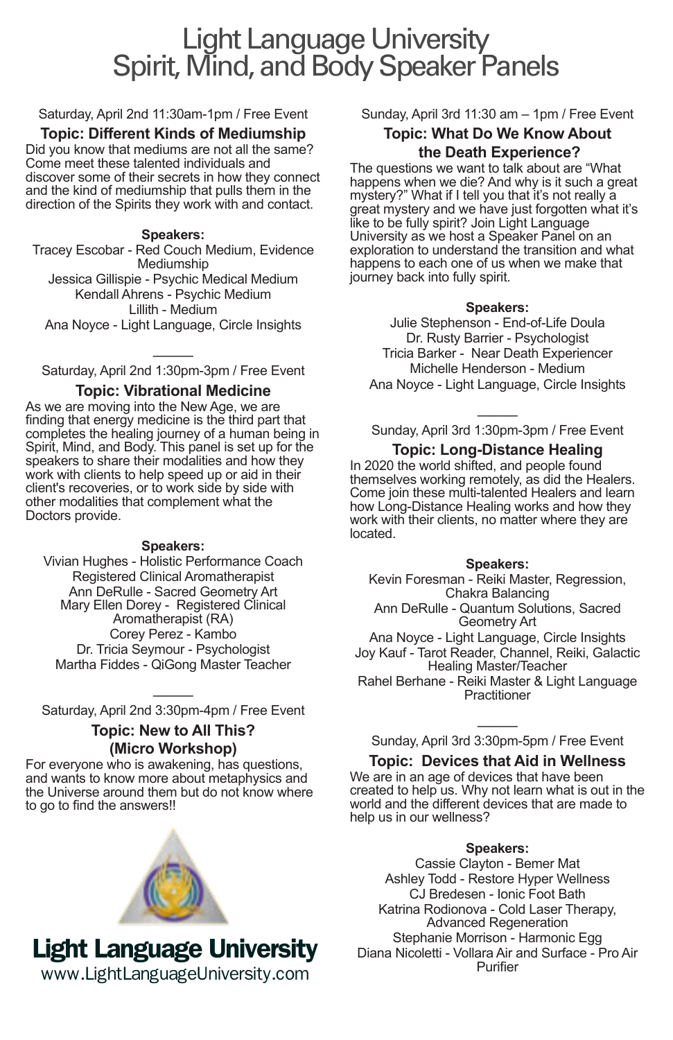# Light Language University
# Spirit, Mind, and Body Speaker Panels

Saturday, April 2nd 11:30am-1pm / Free Event

### Topic: Different Kinds of Mediumship

Did you know that mediums are not all the same? Come meet these talented individuals and discover some of their secrets in how they connect and the kind of mediumship that pulls them in the direction of the Spirits they work with and contact.

**Speakers:**

Tracey Escobar - Red Couch Medium, Evidence Mediumship
Jessica Gillispie - Psychic Medical Medium
Kendall Ahrens - Psychic Medium
Lillith - Medium
Ana Noyce - Light Language, Circle Insights

---

Saturday, April 2nd 1:30pm-3pm / Free Event

### Topic: Vibrational Medicine

As we are moving into the New Age, we are finding that energy medicine is the third part that completes the healing journey of a human being in Spirit, Mind, and Body. This panel is set up for the speakers to share their modalities and how they work with clients to help speed up or aid in their client's recoveries, or to work side by side with other modalities that complement what the Doctors provide.

**Speakers:**

Vivian Hughes - Holistic Performance Coach Registered Clinical Aromatherapist
Ann DeRulle - Sacred Geometry Art
Mary Ellen Dorey - Registered Clinical Aromatherapist (RA)
Corey Perez - Kambo
Dr. Tricia Seymour - Psychologist
Martha Fiddes - QiGong Master Teacher

---

Saturday, April 2nd 3:30pm-4pm / Free Event

### Topic: New to All This? (Micro Workshop)

For everyone who is awakening, has questions, and wants to know more about metaphysics and the Universe around them but do not know where to go to find the answers!!

**Light Language University**
www.LightLanguageUniversity.com

---

Sunday, April 3rd 11:30 am – 1pm / Free Event

### Topic: What Do We Know About the Death Experience?

The questions we want to talk about are "What happens when we die? And why is it such a great mystery?" What if I tell you that it's not really a great mystery and we have just forgotten what it's like to be fully spirit? Join Light Language University as we host a Speaker Panel on an exploration to understand the transition and what happens to each one of us when we make that journey back into fully spirit.

**Speakers:**

Julie Stephenson - End-of-Life Doula
Dr. Rusty Barrier - Psychologist
Tricia Barker - Near Death Experiencer
Michelle Henderson - Medium
Ana Noyce - Light Language, Circle Insights

---

Sunday, April 3rd 1:30pm-3pm / Free Event

### Topic: Long-Distance Healing

In 2020 the world shifted, and people found themselves working remotely, as did the Healers. Come join these multi-talented Healers and learn how Long-Distance Healing works and how they work with their clients, no matter where they are located.

**Speakers:**

Kevin Foresman - Reiki Master, Regression, Chakra Balancing
Ann DeRulle - Quantum Solutions, Sacred Geometry Art
Ana Noyce - Light Language, Circle Insights
Joy Kauf - Tarot Reader, Channel, Reiki, Galactic Healing Master/Teacher
Rahel Berhane - Reiki Master & Light Language Practitioner

---

Sunday, April 3rd 3:30pm-5pm / Free Event

### Topic: Devices that Aid in Wellness

We are in an age of devices that have been created to help us. Why not learn what is out in the world and the different devices that are made to help us in our wellness?

**Speakers:**

Cassie Clayton - Bemer Mat
Ashley Todd - Restore Hyper Wellness
CJ Bredesen - Ionic Foot Bath
Katrina Rodionova - Cold Laser Therapy, Advanced Regeneration
Stephanie Morrison - Harmonic Egg
Diana Nicoletti - Vollara Air and Surface - Pro Air Purifier